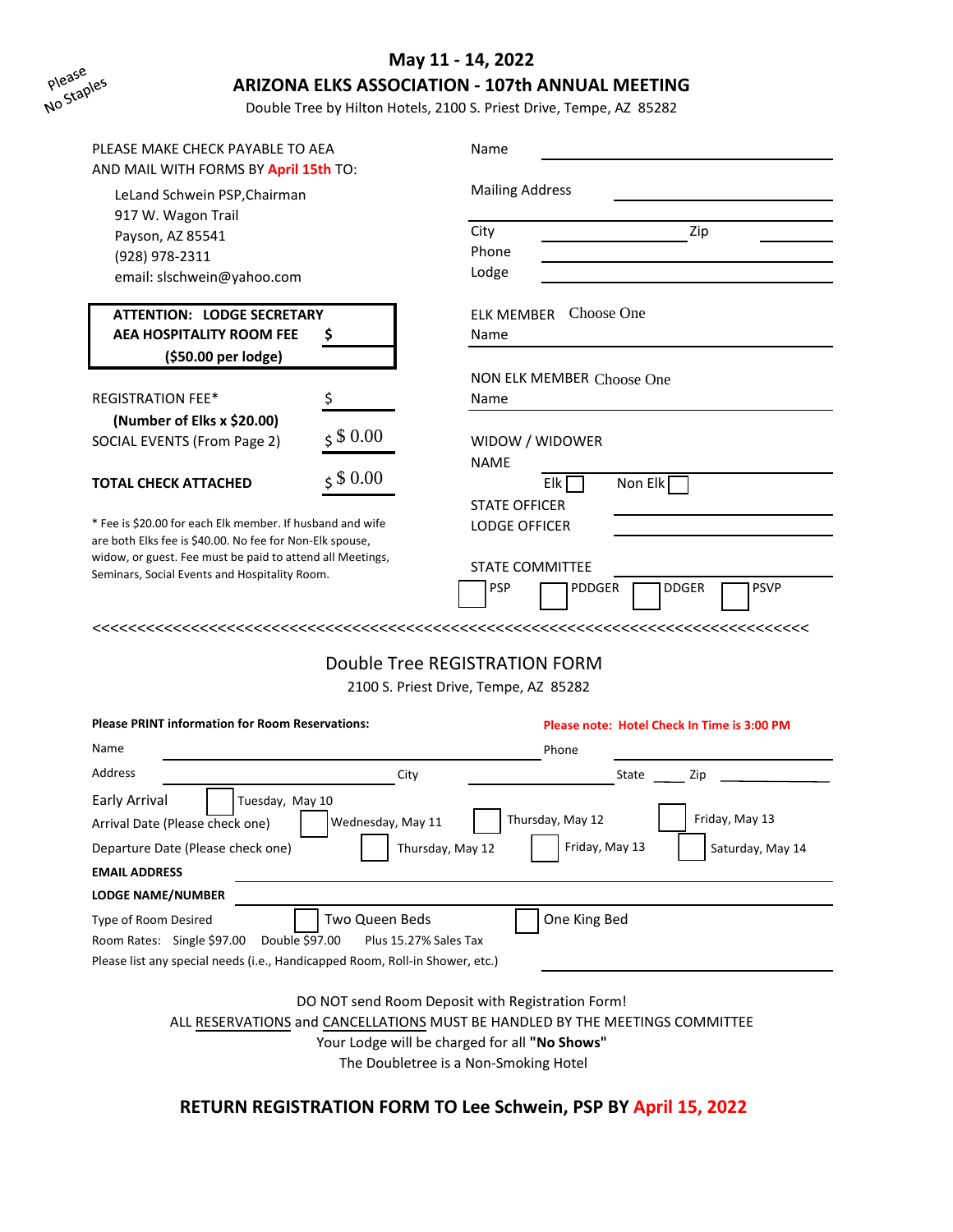Please No Staples

# May 11 - 14, 2022

## ARIZONA ELKS ASSOCIATION - 107th ANNUAL MEETING

Double Tree by Hilton Hotels, 2100 S. Priest Drive, Tempe, AZ 85282

PLEASE MAKE CHECK PAYABLE TO AEA AND MAIL WITH FORMS BY April 15th TO:

LeLand Schwein PSP,Chairman
917 W. Wagon Trail
Payson, AZ 85541
(928) 978-2311
email: slschwein@yahoo.com

**ATTENTION: LODGE SECRETARY**
**AEA HOSPITALITY ROOM FEE** $ ______
**($50.00 per lodge)**

REGISTRATION FEE* $ ______
**(Number of Elks x $20.00)**
SOCIAL EVENTS (From Page 2) $ $ 0.00

**TOTAL CHECK ATTACHED** $ $ 0.00

* Fee is $20.00 for each Elk member. If husband and wife are both Elks fee is $40.00. No fee for Non-Elk spouse, widow, or guest. Fee must be paid to attend all Meetings, Seminars, Social Events and Hospitality Room.

Name ______
Mailing Address ______
City ______ Zip ______
Phone ______
Lodge ______

ELK MEMBER Choose One
Name ______

NON ELK MEMBER Choose One
Name ______

WIDOW / WIDOWER
NAME ______
Elk ☐ Non Elk ☐

STATE OFFICER ______
LODGE OFFICER ______

STATE COMMITTEE ______
☐ PSP ☐ PDDGER ☐ DDGER ☐ PSVP

<<<<<<<<<<<<<<<<<<<<<<<<<<<<<<<<<<<<<<<<<<<<<<<<<<<<<<<<<<<<<<<<<<<<<<<<<<<<<<<<

## Double Tree REGISTRATION FORM

2100 S. Priest Drive, Tempe, AZ 85282

**Please PRINT information for Room Reservations:** Please note: Hotel Check In Time is 3:00 PM

Name ______ Phone ______

Address ______ City ______ State ____ Zip ______

Early Arrival ☐ Tuesday, May 10

Arrival Date (Please check one) ☐ Wednesday, May 11 ☐ Thursday, May 12 ☐ Friday, May 13

Departure Date (Please check one) ☐ Thursday, May 12 ☐ Friday, May 13 ☐ Saturday, May 14

**EMAIL ADDRESS** ______

**LODGE NAME/NUMBER** ______

Type of Room Desired ☐ Two Queen Beds ☐ One King Bed

Room Rates: Single $97.00 Double $97.00 Plus 15.27% Sales Tax

Please list any special needs (i.e., Handicapped Room, Roll-in Shower, etc.) ______

DO NOT send Room Deposit with Registration Form!
ALL RESERVATIONS and CANCELLATIONS MUST BE HANDLED BY THE MEETINGS COMMITTEE
Your Lodge will be charged for all **"No Shows"**
The Doubletree is a Non-Smoking Hotel

**RETURN REGISTRATION FORM TO Lee Schwein, PSP BY April 15, 2022**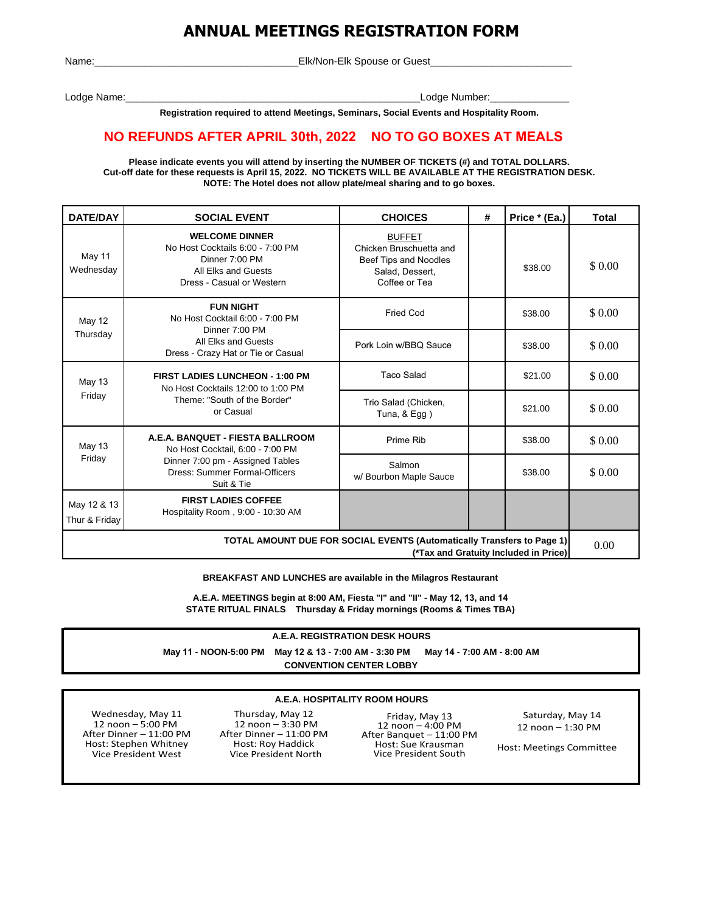# ANNUAL MEETINGS REGISTRATION FORM

Name:___________________________________Elk/Non-Elk Spouse or Guest_________________________

Lodge Name:_____________________________________________________Lodge Number:______________

**Registration required to attend Meetings, Seminars, Social Events and Hospitality Room.**

## NO REFUNDS AFTER APRIL 30th, 2022 NO TO GO BOXES AT MEALS

**Please indicate events you will attend by inserting the NUMBER OF TICKETS (#) and TOTAL DOLLARS.**
**Cut-off date for these requests is April 15, 2022. NO TICKETS WILL BE AVAILABLE AT THE REGISTRATION DESK.**
**NOTE: The Hotel does not allow plate/meal sharing and to go boxes.**

| DATE/DAY | SOCIAL EVENT | CHOICES | # | Price * (Ea.) | Total |
|---|---|---|---|---|---|
| May 11 Wednesday | **WELCOME DINNER** No Host Cocktails 6:00 - 7:00 PM Dinner 7:00 PM All Elks and Guests Dress - Casual or Western | BUFFET Chicken Bruschuetta and Beef Tips and Noodles Salad, Dessert, Coffee or Tea | | $38.00 | $ 0.00 |
| May 12 Thursday | **FUN NIGHT** No Host Cocktail 6:00 - 7:00 PM Dinner 7:00 PM All Elks and Guests Dress - Crazy Hat or Tie or Casual | Fried Cod | | $38.00 | $ 0.00 |
| | | Pork Loin w/BBQ Sauce | | $38.00 | $ 0.00 |
| May 13 Friday | **FIRST LADIES LUNCHEON - 1:00 PM** No Host Cocktails 12:00 to 1:00 PM Theme: "South of the Border" or Casual | Taco Salad | | $21.00 | $ 0.00 |
| | | Trio Salad (Chicken, Tuna, & Egg ) | | $21.00 | $ 0.00 |
| May 13 Friday | **A.E.A. BANQUET - FIESTA BALLROOM** No Host Cocktail, 6:00 - 7:00 PM Dinner 7:00 pm - Assigned Tables Dress: Summer Formal-Officers Suit & Tie | Prime Rib | | $38.00 | $ 0.00 |
| | | Salmon w/ Bourbon Maple Sauce | | $38.00 | $ 0.00 |
| May 12 & 13 Thur & Friday | **FIRST LADIES COFFEE** Hospitality Room , 9:00 - 10:30 AM | | | | |
| **TOTAL AMOUNT DUE FOR SOCIAL EVENTS (Automatically Transfers to Page 1) (*Tax and Gratuity Included in Price)** | | | | | 0.00 |

**BREAKFAST AND LUNCHES are available in the Milagros Restaurant**

**A.E.A. MEETINGS begin at 8:00 AM, Fiesta "I" and "II" - May 12, 13, and 14**
**STATE RITUAL FINALS Thursday & Friday mornings (Rooms & Times TBA)**

**A.E.A. REGISTRATION DESK HOURS**

**May 11 - NOON-5:00 PM May 12 & 13 - 7:00 AM - 3:30 PM May 14 - 7:00 AM - 8:00 AM**
**CONVENTION CENTER LOBBY**

**A.E.A. HOSPITALITY ROOM HOURS**

| Wednesday, May 11 | Thursday, May 12 | Friday, May 13 | Saturday, May 14 |
|---|---|---|---|
| 12 noon – 5:00 PM | 12 noon – 3:30 PM | 12 noon – 4:00 PM | 12 noon – 1:30 PM |
| After Dinner – 11:00 PM | After Dinner – 11:00 PM | After Banquet – 11:00 PM | |
| Host: Stephen Whitney | Host: Roy Haddick | Host: Sue Krausman | Host: Meetings Committee |
| Vice President West | Vice President North | Vice President South | |